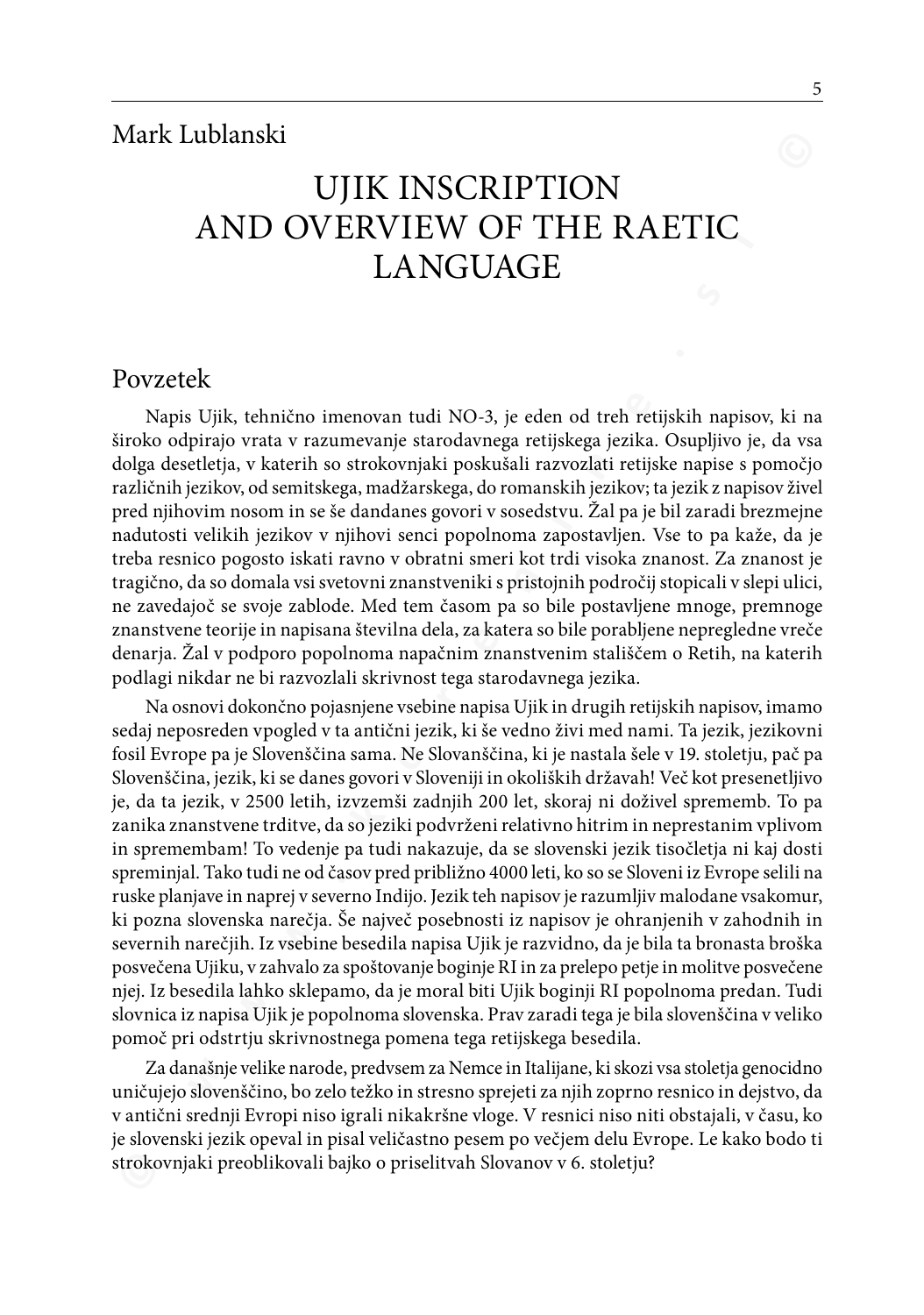Mark Lublanski

# UJIK INSCRIPTION AND OVERVIEW OF THE RAETIC LANGUAGE

## Povzetek

Napis Ujik, tehnično imenovan tudi NO-3, je eden od treh retijskih napisov, ki na široko odpirajo vrata v razumevanje starodavnega retijskega jezika. Osupljivo je, da vsa dolga desetletja, v katerih so strokovnjaki poskušali razvozlati retijske napise s pomočjo različnih jezikov, od semitskega, madžarskega, do romanskih jezikov; ta jezik z napisov živel pred njihovim nosom in se še dandanes govori v sosedstvu. Žal pa je bil zaradi brezmejne nadutosti velikih jezikov v njihovi senci popolnoma zapostavljen. Vse to pa kaže, da je treba resnico pogosto iskati ravno v obratni smeri kot trdi visoka znanost. Za znanost je tragično, da so domala vsi svetovni znanstveniki s pristojnih področij stopicali v slepi ulici, ne zavedajoč se svoje zablode. Med tem časom pa so bile postavljene mnoge, premnoge znanstvene teorije in napisana številna dela, za katera so bile porabljene nepregledne vreče denarja. Žal v podporo popolnoma napačnim znanstvenim stališčem o Retih, na katerih podlagi nikdar ne bi razvozlali skrivnost tega starodavnega jezika.

Na osnovi dokončno pojasnjene vsebine napisa Ujik in drugih retijskih napisov, imamo sedaj neposreden vpogled v ta antični jezik, ki še vedno živi med nami. Ta jezik, jezikovni fosil Evrope pa je Slovenščina sama. Ne Slovanščina, ki je nastala šele v 19. stoletju, pač pa Slovenščina, jezik, ki se danes govori v Sloveniji in okoliških državah! Več kot presenetljivo je, da ta jezik, v 2500 letih, izvzemši zadnjih 200 let, skoraj ni doživel sprememb. To pa zanika znanstvene trditve, da so jeziki podvrženi relativno hitrim in neprestanim vplivom in spremembam! To vedenje pa tudi nakazuje, da se slovenski jezik tisočletja ni kaj dosti spreminjal. Tako tudi ne od časov pred približno 4000 leti, ko so se Sloveni iz Evrope selili na ruske planjave in naprej v severno Indijo. Jezik teh napisov je razumljiv malodane vsakomur, ki pozna slovenska narečja. Še največ posebnosti iz napisov je ohranjenih v zahodnih in severnih narečjih. Iz vsebine besedila napisa Ujik je razvidno, da je bila ta bronasta broška posvečena Ujiku, v zahvalo za spoštovanje boginje RI in za prelepo petje in molitve posvečene njej. Iz besedila lahko sklepamo, da je moral biti Ujik boginji RI popolnoma predan. Tudi slovnica iz napisa Ujik je popolnoma slovenska. Prav zaradi tega je bila slovenščina v veliko pomoč pri odstrtju skrivnostnega pomena tega retijskega besedila.

Za današnje velike narode, predvsem za Nemce in Italijane, ki skozi vsa stoletja genocidno uničujejo slovenščino, bo zelo težko in stresno sprejeti za njih zoprno resnico in dejstvo, da v antični srednji Evropi niso igrali nikakršne vloge. V resnici niso niti obstajali, v času, ko je slovenski jezik opeval in pisal veličastno pesem po večjem delu Evrope. Le kako bodo ti strokovnjaki preoblikovali bajko o priselitvah Slovanov v 6. stoletju?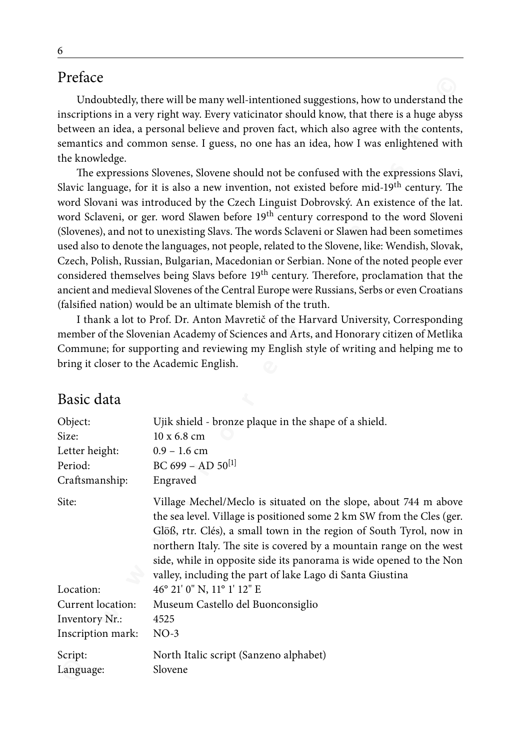## Preface

Undoubtedly, there will be many well-intentioned suggestions, how to understand the inscriptions in a very right way. Every vaticinator should know, that there is a huge abyss between an idea, a personal believe and proven fact, which also agree with the contents, semantics and common sense. I guess, no one has an idea, how I was enlightened with the knowledge.

The expressions Slovenes, Slovene should not be confused with the expressions Slavi, Slavic language, for it is also a new invention, not existed before mid-19th century. The word Slovani was introduced by the Czech Linguist Dobrovský. An existence of the lat. word Sclaveni, or ger. word Slawen before 19th century correspond to the word Sloveni (Slovenes), and not to unexisting Slavs. The words Sclaveni or Slawen had been sometimes used also to denote the languages, not people, related to the Slovene, like: Wendish, Slovak, Czech, Polish, Russian, Bulgarian, Macedonian or Serbian. None of the noted people ever considered themselves being Slavs before 19th century. Therefore, proclamation that the ancient and medieval Slovenes of the Central Europe were Russians, Serbs or even Croatians (falsified nation) would be an ultimate blemish of the truth.

I thank a lot to Prof. Dr. Anton Mavretič of the Harvard University, Corresponding member of the Slovenian Academy of Sciences and Arts, and Honorary citizen of Metlika Commune; for supporting and reviewing my English style of writing and helping me to bring it closer to the Academic English.

## Basic data

| | |
|---|---|
| Object: | Ujik shield - bronze plaque in the shape of a shield. |
| Size: | 10 x 6.8 cm |
| Letter height: | 0.9 – 1.6 cm |
| Period: | BC 699 – AD 50[1] |
| Craftsmanship: | Engraved |
| Site: | Village Mechel/Meclo is situated on the slope, about 744 m above the sea level. Village is positioned some 2 km SW from the Cles (ger. Glöß, rtr. Clés), a small town in the region of South Tyrol, now in northern Italy. The site is covered by a mountain range on the west side, while in opposite side its panorama is wide opened to the Non valley, including the part of lake Lago di Santa Giustina |
| Location: | 46° 21' 0" N, 11° 1' 12" E |
| Current location: | Museum Castello del Buonconsiglio |
| Inventory Nr.: | 4525 |
| Inscription mark: | NO-3 |
| Script: | North Italic script (Sanzeno alphabet) |
| Language: | Slovene |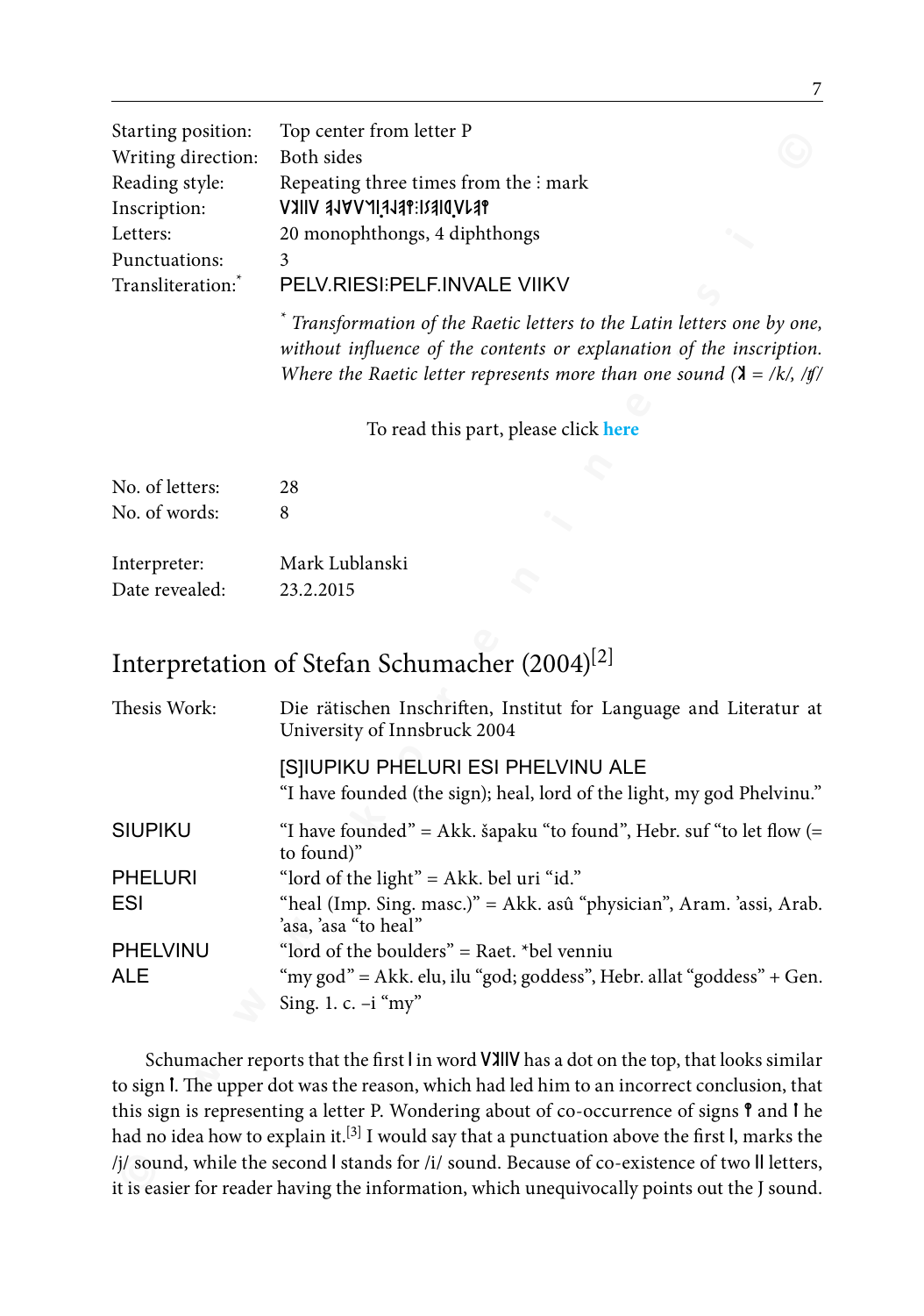| | |
|---|---|
| Starting position: | Top center from letter P |
| Writing direction: | Both sides |
| Reading style: | Repeating three times from the ⁝ mark |
| Inscription: | VꓘIIV ꟻNꓥV˥IꟼꟻꟼꟼꟼːIꟼꟼꟼꟼVꓥꟻꟼ |
| Letters: | 20 monophthongs, 4 diphthongs |
| Punctuations: | 3 |
| Transliteration:* | PELV.RIESI:PELF.INVALE VIIKV |

* *Transformation of the Raetic letters to the Latin letters one by one, without influence of the contents or explanation of the inscription. Where the Raetic letter represents more than one sound (ꓘ = /k/, /ʧ/*

To read this part, please click **here**

| | |
|---|---|
| No. of letters: | 28 |
| No. of words: | 8 |
| | |
| Interpreter: | Mark Lublanski |
| Date revealed: | 23.2.2015 |

## Interpretation of Stefan Schumacher (2004)[2]

| | |
|---|---|
| Thesis Work: | Die rätischen Inschriften, Institut for Language and Literatur at University of Innsbruck 2004 |
| | [S]IUPIKU PHELURI ESI PHELVINU ALE<br>"I have founded (the sign); heal, lord of the light, my god Phelvinu." |
| SIUPIKU | "I have founded" = Akk. šapaku "to found", Hebr. suf "to let flow (= to found)" |
| PHELURI | "lord of the light" = Akk. bel uri "id." |
| ESI | "heal (Imp. Sing. masc.)" = Akk. asû "physician", Aram. 'assi, Arab. 'asa, 'asa "to heal" |
| PHELVINU | "lord of the boulders" = Raet. *bel venniu |
| ALE | "my god" = Akk. elu, ilu "god; goddess", Hebr. allat "goddess" + Gen. Sing. 1. c. –i "my" |

Schumacher reports that the first I in word VꓘIIV has a dot on the top, that looks similar to sign İ. The upper dot was the reason, which had led him to an incorrect conclusion, that this sign is representing a letter P. Wondering about of co-occurrence of signs ꟼ and İ he had no idea how to explain it.[3] I would say that a punctuation above the first I, marks the /j/ sound, while the second I stands for /i/ sound. Because of co-existence of two II letters, it is easier for reader having the information, which unequivocally points out the J sound.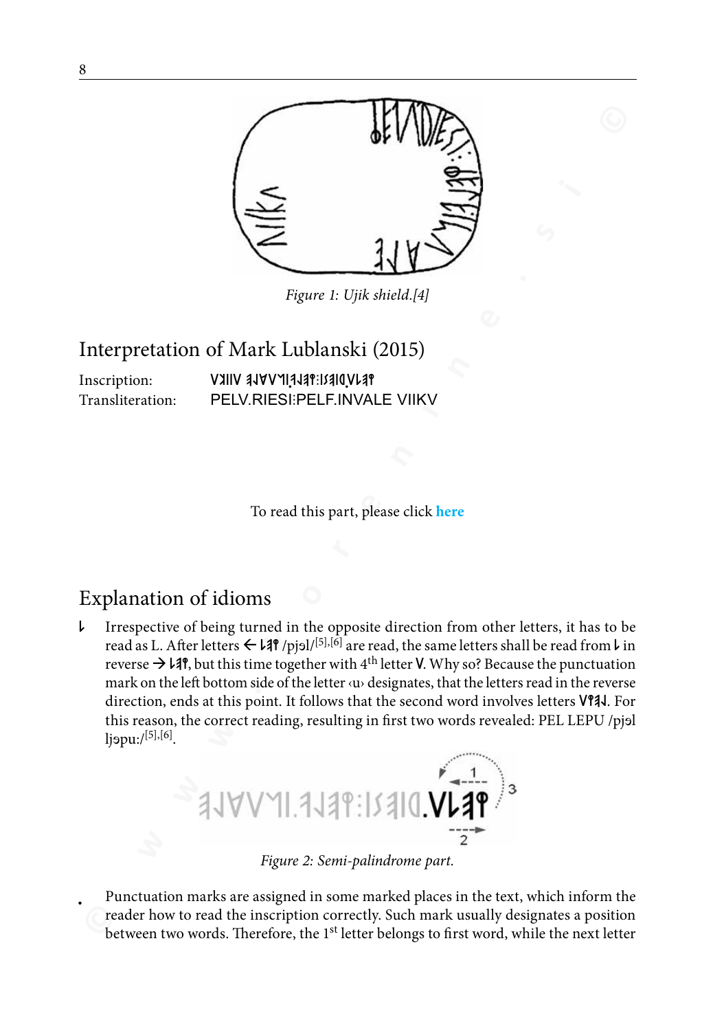Figure 1: Ujik shield.[4]

## Interpretation of Mark Lublanski (2015)

Inscription: VꓘIIV ꓱ⅃∀V˥I.ꓱ⅃ꓱꟼ:IꙄꓱIᗡ.V⅃ꓱꟼ

Transliteration: PELV.RIESI:PELF.INVALE VIIKV

To read this part, please click here

## Explanation of idioms

- Irrespective of being turned in the opposite direction from other letters, it has to be read as L. After letters ← ⅃ꓱꟼ /pjəl/[5],[6] are read, the same letters shall be read from ⅃ in reverse → ⅃ꓱꟼ, but this time together with 4th letter V. Why so? Because the punctuation mark on the left bottom side of the letter ‹u› designates, that the letters read in the reverse direction, ends at this point. It follows that the second word involves letters VꟼꓱJ. For this reason, the correct reading, resulting in first two words revealed: PEL LEPU /pjəl ljəpu:/[5],[6].

Figure 2: Semi-palindrome part.

- Punctuation marks are assigned in some marked places in the text, which inform the reader how to read the inscription correctly. Such mark usually designates a position between two words. Therefore, the 1st letter belongs to first word, while the next letter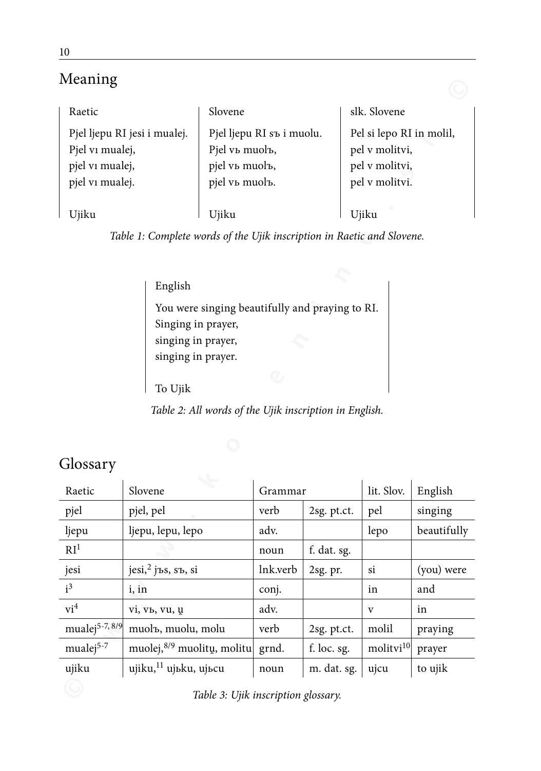## Meaning

| Raetic | Slovene | slk. Slovene |
|---|---|---|
| Pjel ljepu RI jesi i mualej.<br>Pjel vı mualej,<br>pjel vı mualej,<br>pjel vı mualej.<br><br>Ujiku | Pjel ljepu RI sъ i muolu.<br>Pjel vь muolъ,<br>pjel vь muolъ,<br>pjel vь muolъ.<br><br>Ujiku | Pel si lepo RI in molil,<br>pel v molitvi,<br>pel v molitvi,<br>pel v molitvi.<br><br>Ujiku |

*Table 1: Complete words of the Ujik inscription in Raetic and Slovene.*

| English |
|---|
| You were singing beautifully and praying to RI.<br>Singing in prayer,<br>singing in prayer,<br>singing in prayer.<br><br>To Ujik |

*Table 2: All words of the Ujik inscription in English.*

## Glossary

| Raetic | Slovene | Grammar | | lit. Slov. | English |
|---|---|---|---|---|---|
| pjel | pjel, pel | verb | 2sg. pt.ct. | pel | singing |
| ljepu | ljepu, lepu, lepo | adv. | | lepo | beautifully |
| RI[1] | | noun | f. dat. sg. | | |
| jesi | jesi,[2] jъs, sъ, si | lnk.verb | 2sg. pr. | si | (you) were |
| i[3] | i, in | conj. | | in | and |
| vi[4] | vi, vь, vu, u̯ | adv. | | v | in |
| mualej[5-7, 8/9] | muolъ, muolu, molu | verb | 2sg. pt.ct. | molil | praying |
| mualej[5-7] | muolej,[8/9] muolitu̯, molitu | grnd. | f. loc. sg. | molitvi[10] | prayer |
| ujiku | ujiku,[11] ujьku, ujьcu | noun | m. dat. sg. | ujcu | to ujik |

*Table 3: Ujik inscription glossary.*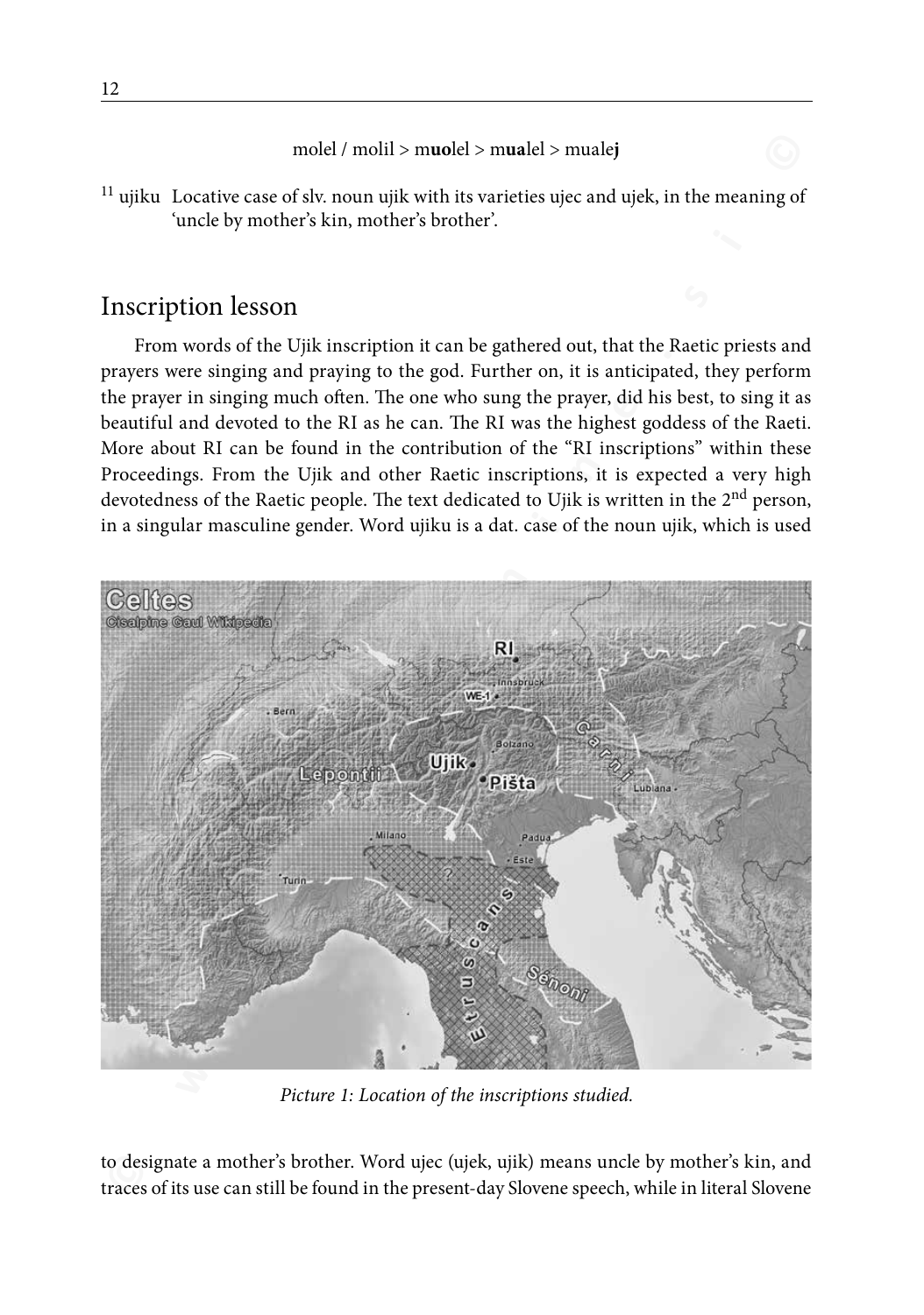molel / molil > m**uo**lel > m**ua**lel > muale**j**

[11] ujiku Locative case of slv. noun ujik with its varieties ujec and ujek, in the meaning of 'uncle by mother's kin, mother's brother'.

## Inscription lesson

From words of the Ujik inscription it can be gathered out, that the Raetic priests and prayers were singing and praying to the god. Further on, it is anticipated, they perform the prayer in singing much often. The one who sung the prayer, did his best, to sing it as beautiful and devoted to the RI as he can. The RI was the highest goddess of the Raeti. More about RI can be found in the contribution of the "RI inscriptions" within these Proceedings. From the Ujik and other Raetic inscriptions, it is expected a very high devotedness of the Raetic people. The text dedicated to Ujik is written in the 2nd person, in a singular masculine gender. Word ujiku is a dat. case of the noun ujik, which is used

*Picture 1: Location of the inscriptions studied.*

to designate a mother's brother. Word ujec (ujek, ujik) means uncle by mother's kin, and traces of its use can still be found in the present-day Slovene speech, while in literal Slovene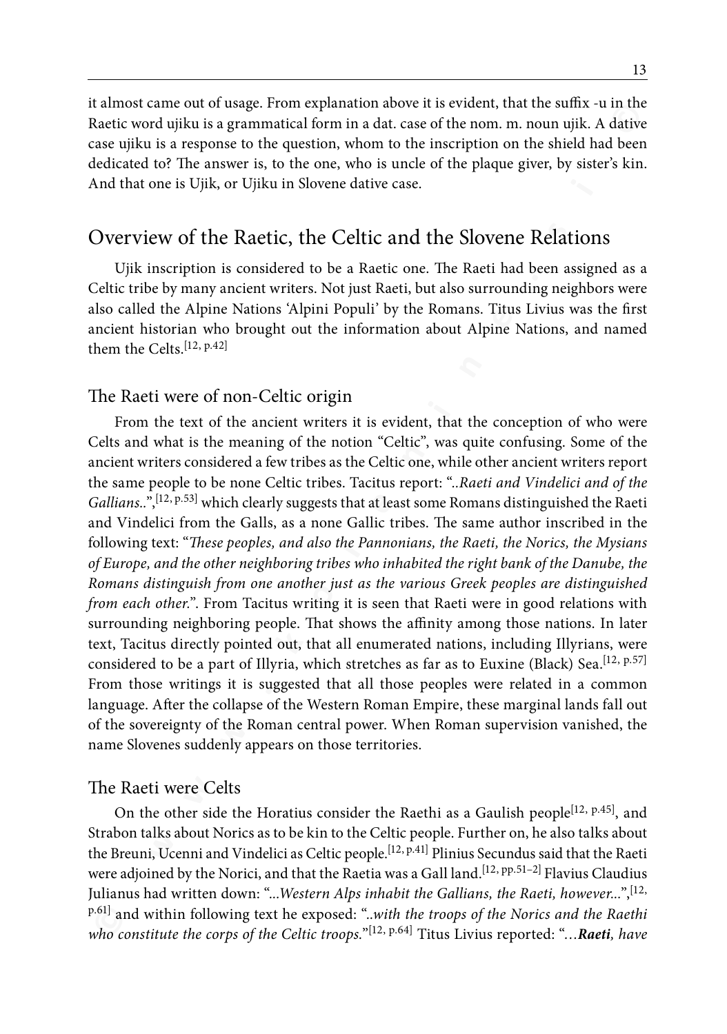it almost came out of usage. From explanation above it is evident, that the suffix -u in the Raetic word ujiku is a grammatical form in a dat. case of the nom. m. noun ujik. A dative case ujiku is a response to the question, whom to the inscription on the shield had been dedicated to? The answer is, to the one, who is uncle of the plaque giver, by sister's kin. And that one is Ujik, or Ujiku in Slovene dative case.

## Overview of the Raetic, the Celtic and the Slovene Relations

Ujik inscription is considered to be a Raetic one. The Raeti had been assigned as a Celtic tribe by many ancient writers. Not just Raeti, but also surrounding neighbors were also called the Alpine Nations 'Alpini Populi' by the Romans. Titus Livius was the first ancient historian who brought out the information about Alpine Nations, and named them the Celts.[12, p.42]

### The Raeti were of non-Celtic origin

From the text of the ancient writers it is evident, that the conception of who were Celts and what is the meaning of the notion "Celtic", was quite confusing. Some of the ancient writers considered a few tribes as the Celtic one, while other ancient writers report the same people to be none Celtic tribes. Tacitus report: "*..Raeti and Vindelici and of the Gallians..*",[12, p.53] which clearly suggests that at least some Romans distinguished the Raeti and Vindelici from the Galls, as a none Gallic tribes. The same author inscribed in the following text: "*These peoples, and also the Pannonians, the Raeti, the Norics, the Mysians of Europe, and the other neighboring tribes who inhabited the right bank of the Danube, the Romans distinguish from one another just as the various Greek peoples are distinguished from each other.*". From Tacitus writing it is seen that Raeti were in good relations with surrounding neighboring people. That shows the affinity among those nations. In later text, Tacitus directly pointed out, that all enumerated nations, including Illyrians, were considered to be a part of Illyria, which stretches as far as to Euxine (Black) Sea.[12, p.57] From those writings it is suggested that all those peoples were related in a common language. After the collapse of the Western Roman Empire, these marginal lands fall out of the sovereignty of the Roman central power. When Roman supervision vanished, the name Slovenes suddenly appears on those territories.

### The Raeti were Celts

On the other side the Horatius consider the Raethi as a Gaulish people[12, p.45], and Strabon talks about Norics as to be kin to the Celtic people. Further on, he also talks about the Breuni, Ucenni and Vindelici as Celtic people.[12, p.41] Plinius Secundus said that the Raeti were adjoined by the Norici, and that the Raetia was a Gall land.[12, pp.51–2] Flavius Claudius Julianus had written down: "*...Western Alps inhabit the Gallians, the Raeti, however...*",[12, p.61] and within following text he exposed: "*..with the troops of the Norics and the Raethi who constitute the corps of the Celtic troops.*"[12, p.64] Titus Livius reported: "*…**Raeti**, have*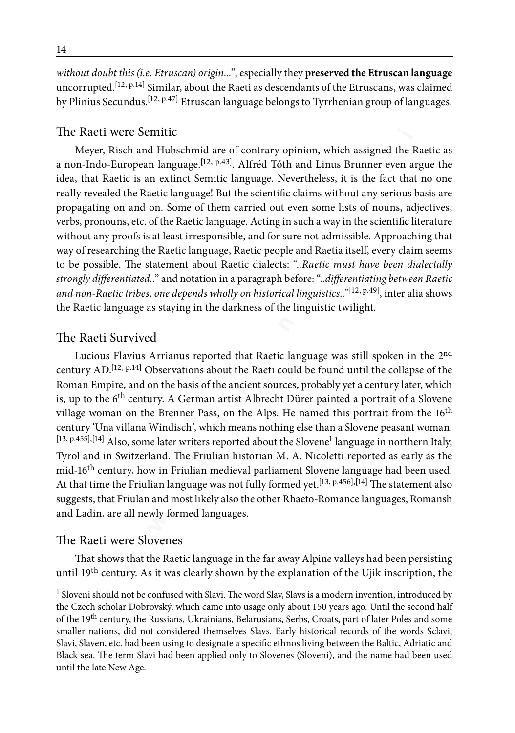*without doubt this (i.e. Etruscan) origin...*", especially they **preserved the Etruscan language** uncorrupted.[12, p.14] Similar, about the Raeti as descendants of the Etruscans, was claimed by Plinius Secundus.[12, p.47] Etruscan language belongs to Tyrrhenian group of languages.

## The Raeti were Semitic

Meyer, Risch and Hubschmid are of contrary opinion, which assigned the Raetic as a non-Indo-European language.[12, p.43]. Alfréd Tóth and Linus Brunner even argue the idea, that Raetic is an extinct Semitic language. Nevertheless, it is the fact that no one really revealed the Raetic language! But the scientific claims without any serious basis are propagating on and on. Some of them carried out even some lists of nouns, adjectives, verbs, pronouns, etc. of the Raetic language. Acting in such a way in the scientific literature without any proofs is at least irresponsible, and for sure not admissible. Approaching that way of researching the Raetic language, Raetic people and Raetia itself, every claim seems to be possible. The statement about Raetic dialects: "..*Raetic must have been dialectally strongly differentiated*.." and notation in a paragraph before: "..*differentiating between Raetic and non-Raetic tribes, one depends wholly on historical linguistics*.."[12, p.49], inter alia shows the Raetic language as staying in the darkness of the linguistic twilight.

## The Raeti Survived

Lucious Flavius Arrianus reported that Raetic language was still spoken in the 2nd century AD.[12, p.14] Observations about the Raeti could be found until the collapse of the Roman Empire, and on the basis of the ancient sources, probably yet a century later, which is, up to the 6th century. A German artist Albrecht Dürer painted a portrait of a Slovene village woman on the Brenner Pass, on the Alps. He named this portrait from the 16th century 'Una villana Windisch', which means nothing else than a Slovene peasant woman.[13, p.455],[14] Also, some later writers reported about the Slovene[1] language in northern Italy, Tyrol and in Switzerland. The Friulian historian M. A. Nicoletti reported as early as the mid-16th century, how in Friulian medieval parliament Slovene language had been used. At that time the Friulian language was not fully formed yet.[13, p.456],[14] The statement also suggests, that Friulan and most likely also the other Rhaeto-Romance languages, Romansh and Ladin, are all newly formed languages.

## The Raeti were Slovenes

That shows that the Raetic language in the far away Alpine valleys had been persisting until 19th century. As it was clearly shown by the explanation of the Ujik inscription, the

---

[1] Sloveni should not be confused with Slavi. The word Slav, Slavs is a modern invention, introduced by the Czech scholar Dobrovský, which came into usage only about 150 years ago. Until the second half of the 19th century, the Russians, Ukrainians, Belarusians, Serbs, Croats, part of later Poles and some smaller nations, did not considered themselves Slavs. Early historical records of the words Sclavi, Slavi, Slaven, etc. had been using to designate a specific ethnos living between the Baltic, Adriatic and Black sea. The term Slavi had been applied only to Slovenes (Sloveni), and the name had been used until the late New Age.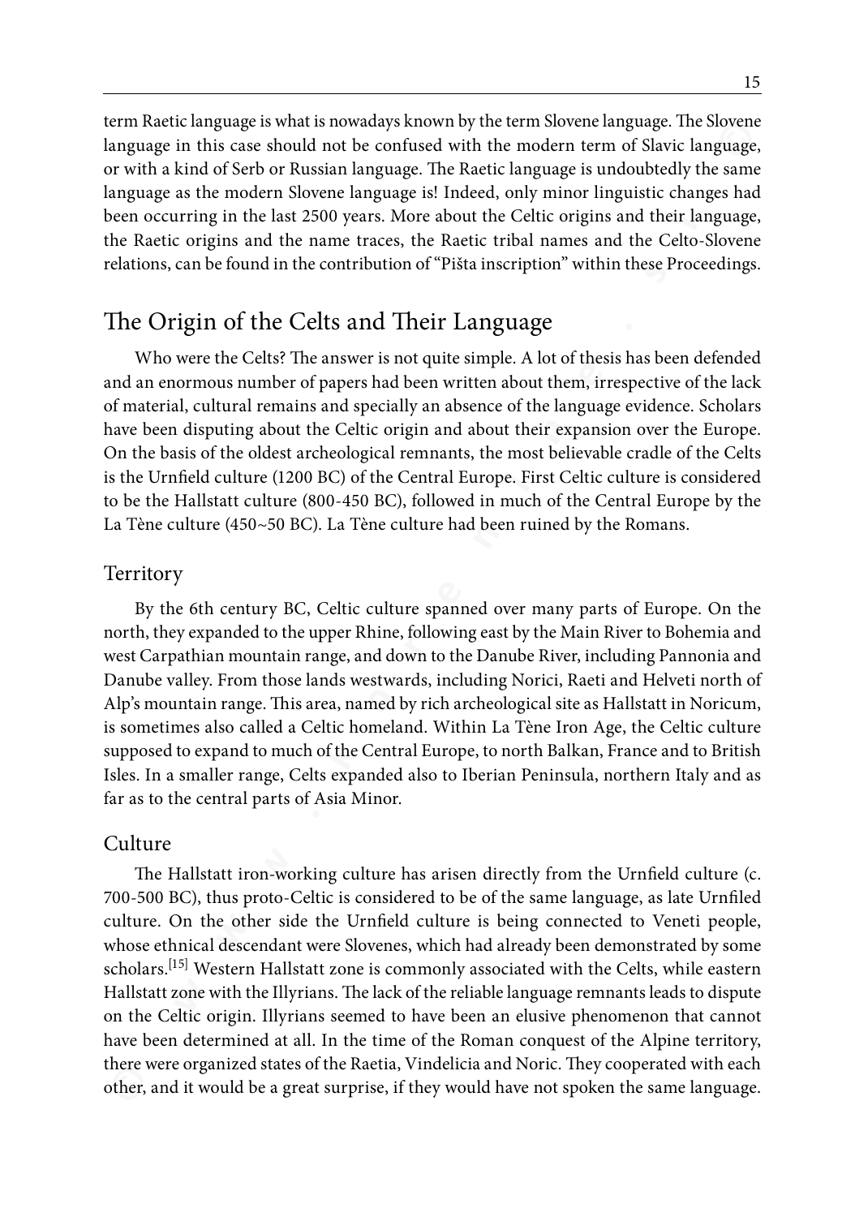term Raetic language is what is nowadays known by the term Slovene language. The Slovene language in this case should not be confused with the modern term of Slavic language, or with a kind of Serb or Russian language. The Raetic language is undoubtedly the same language as the modern Slovene language is! Indeed, only minor linguistic changes had been occurring in the last 2500 years. More about the Celtic origins and their language, the Raetic origins and the name traces, the Raetic tribal names and the Celto-Slovene relations, can be found in the contribution of "Pišta inscription" within these Proceedings.

## The Origin of the Celts and Their Language

Who were the Celts? The answer is not quite simple. A lot of thesis has been defended and an enormous number of papers had been written about them, irrespective of the lack of material, cultural remains and specially an absence of the language evidence. Scholars have been disputing about the Celtic origin and about their expansion over the Europe. On the basis of the oldest archeological remnants, the most believable cradle of the Celts is the Urnfield culture (1200 BC) of the Central Europe. First Celtic culture is considered to be the Hallstatt culture (800-450 BC), followed in much of the Central Europe by the La Tène culture (450~50 BC). La Tène culture had been ruined by the Romans.

### Territory

By the 6th century BC, Celtic culture spanned over many parts of Europe. On the north, they expanded to the upper Rhine, following east by the Main River to Bohemia and west Carpathian mountain range, and down to the Danube River, including Pannonia and Danube valley. From those lands westwards, including Norici, Raeti and Helveti north of Alp's mountain range. This area, named by rich archeological site as Hallstatt in Noricum, is sometimes also called a Celtic homeland. Within La Tène Iron Age, the Celtic culture supposed to expand to much of the Central Europe, to north Balkan, France and to British Isles. In a smaller range, Celts expanded also to Iberian Peninsula, northern Italy and as far as to the central parts of Asia Minor.

### Culture

The Hallstatt iron-working culture has arisen directly from the Urnfield culture (c. 700-500 BC), thus proto-Celtic is considered to be of the same language, as late Urnfiled culture. On the other side the Urnfield culture is being connected to Veneti people, whose ethnical descendant were Slovenes, which had already been demonstrated by some scholars.[15] Western Hallstatt zone is commonly associated with the Celts, while eastern Hallstatt zone with the Illyrians. The lack of the reliable language remnants leads to dispute on the Celtic origin. Illyrians seemed to have been an elusive phenomenon that cannot have been determined at all. In the time of the Roman conquest of the Alpine territory, there were organized states of the Raetia, Vindelicia and Noric. They cooperated with each other, and it would be a great surprise, if they would have not spoken the same language.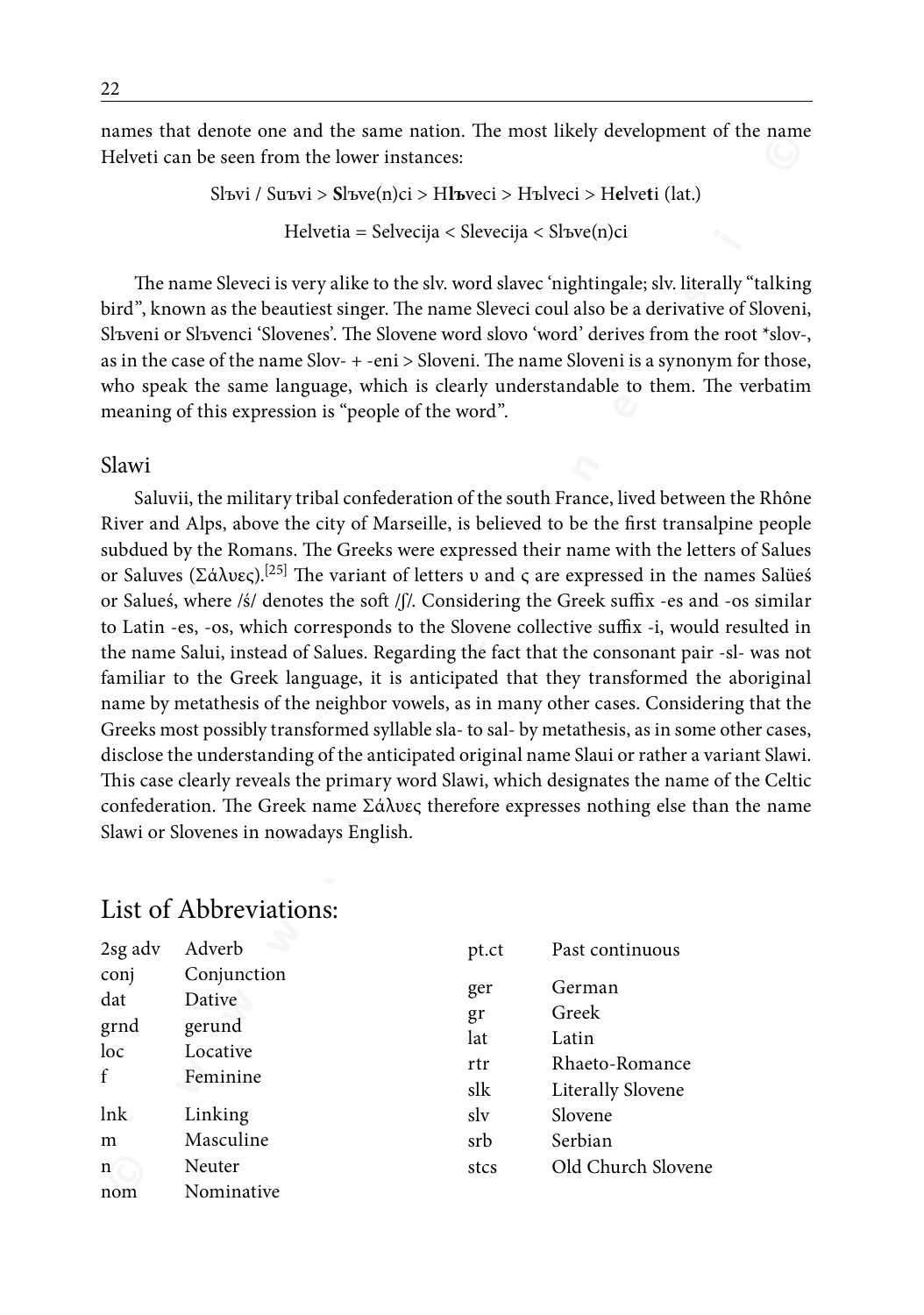names that denote one and the same nation. The most likely development of the name Helveti can be seen from the lower instances:

Slъvi / Suъvi > **S**lъve(n)ci > H**lъ**veci > Hъlveci > H**e**lve**t**i (lat.)

Helvetia = Selvecija < Slevecija < Slъve(n)ci

The name Sleveci is very alike to the slv. word slavec 'nightingale; slv. literally "talking bird", known as the beautiest singer. The name Sleveci coul also be a derivative of Sloveni, Slъveni or Slъvenci 'Slovenes'. The Slovene word slovo 'word' derives from the root *slov-, as in the case of the name Slov- + -eni > Sloveni. The name Sloveni is a synonym for those, who speak the same language, which is clearly understandable to them. The verbatim meaning of this expression is "people of the word".

## Slawi

Saluvii, the military tribal confederation of the south France, lived between the Rhône River and Alps, above the city of Marseille, is believed to be the first transalpine people subdued by the Romans. The Greeks were expressed their name with the letters of Salues or Saluves (Σάλυες).[25] The variant of letters υ and ς are expressed in the names Salüeś or Salueś, where /ś/ denotes the soft /ʃ/. Considering the Greek suffix -es and -os similar to Latin -es, -os, which corresponds to the Slovene collective suffix -i, would resulted in the name Salui, instead of Salues. Regarding the fact that the consonant pair -sl- was not familiar to the Greek language, it is anticipated that they transformed the aboriginal name by metathesis of the neighbor vowels, as in many other cases. Considering that the Greeks most possibly transformed syllable sla- to sal- by metathesis, as in some other cases, disclose the understanding of the anticipated original name Slaui or rather a variant Slawi. This case clearly reveals the primary word Slawi, which designates the name of the Celtic confederation. The Greek name Σάλυες therefore expresses nothing else than the name Slawi or Slovenes in nowadays English.

# List of Abbreviations:

| | |
|---|---|
| 2sg adv | Adverb |
| conj | Conjunction |
| dat | Dative |
| grnd | gerund |
| loc | Locative |
| f | Feminine |
| lnk | Linking |
| m | Masculine |
| n | Neuter |
| nom | Nominative |
| pt.ct | Past continuous |
| ger | German |
| gr | Greek |
| lat | Latin |
| rtr | Rhaeto-Romance |
| slk | Literally Slovene |
| slv | Slovene |
| srb | Serbian |
| stcs | Old Church Slovene |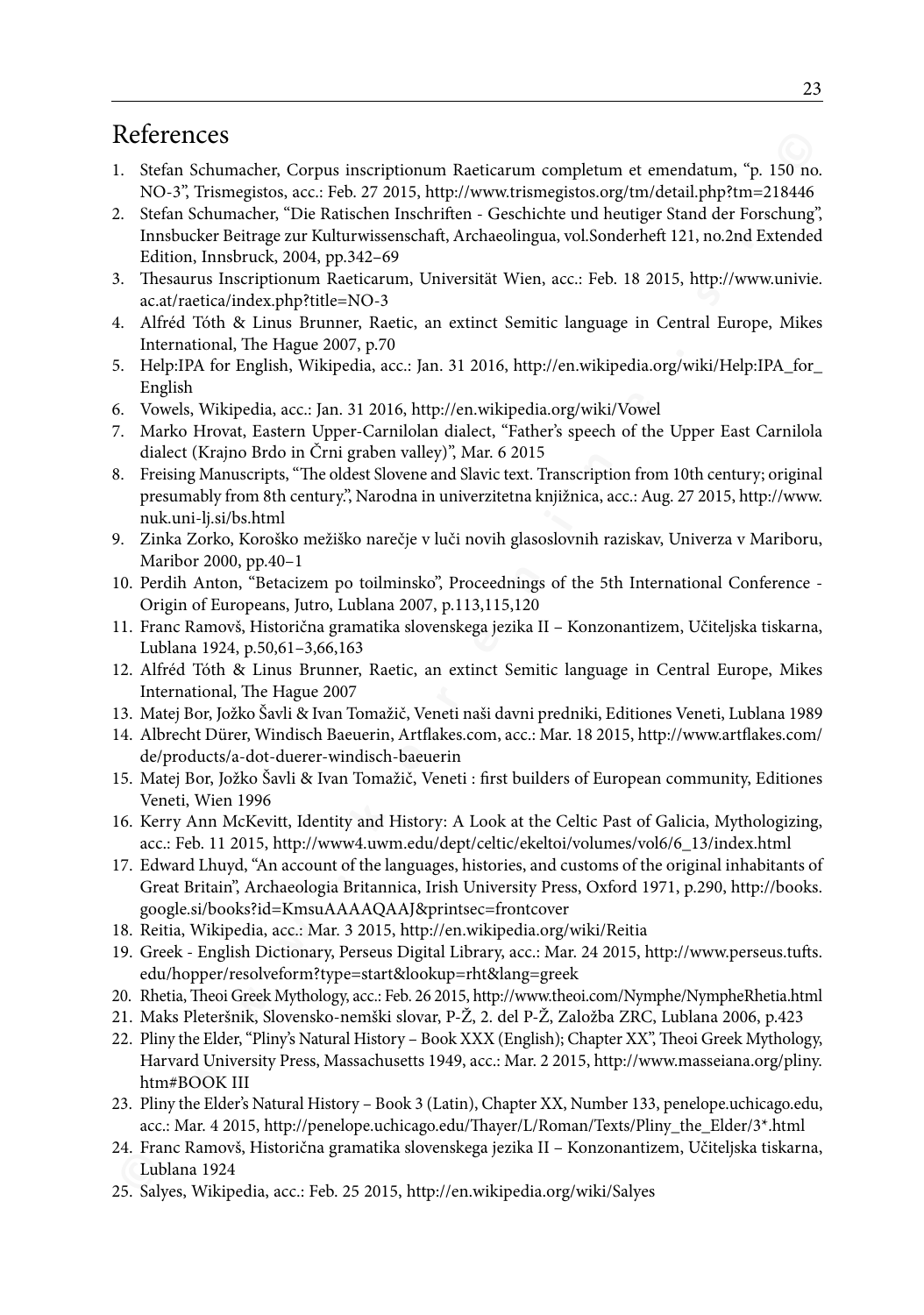# References

1. Stefan Schumacher, Corpus inscriptionum Raeticarum completum et emendatum, "p. 150 no. NO-3", Trismegistos, acc.: Feb. 27 2015, http://www.trismegistos.org/tm/detail.php?tm=218446
2. Stefan Schumacher, "Die Ratischen Inschriften - Geschichte und heutiger Stand der Forschung", Innsbucker Beitrage zur Kulturwissenschaft, Archaeolingua, vol.Sonderheft 121, no.2nd Extended Edition, Innsbruck, 2004, pp.342–69
3. Thesaurus Inscriptionum Raeticarum, Universität Wien, acc.: Feb. 18 2015, http://www.univie.ac.at/raetica/index.php?title=NO-3
4. Alfréd Tóth & Linus Brunner, Raetic, an extinct Semitic language in Central Europe, Mikes International, The Hague 2007, p.70
5. Help:IPA for English, Wikipedia, acc.: Jan. 31 2016, http://en.wikipedia.org/wiki/Help:IPA_for_English
6. Vowels, Wikipedia, acc.: Jan. 31 2016, http://en.wikipedia.org/wiki/Vowel
7. Marko Hrovat, Eastern Upper-Carnilolan dialect, "Father's speech of the Upper East Carnilola dialect (Krajno Brdo in Črni graben valley)", Mar. 6 2015
8. Freising Manuscripts, "The oldest Slovene and Slavic text. Transcription from 10th century; original presumably from 8th century.", Narodna in univerzitetna knjižnica, acc.: Aug. 27 2015, http://www.nuk.uni-lj.si/bs.html
9. Zinka Zorko, Koroško mežiško narečje v luči novih glasoslovnih raziskav, Univerza v Mariboru, Maribor 2000, pp.40–1
10. Perdih Anton, "Betacizem po toilminsko", Proceednings of the 5th International Conference - Origin of Europeans, Jutro, Lublana 2007, p.113,115,120
11. Franc Ramovš, Historična gramatika slovenskega jezika II – Konzonantizem, Učiteljska tiskarna, Lublana 1924, p.50,61–3,66,163
12. Alfréd Tóth & Linus Brunner, Raetic, an extinct Semitic language in Central Europe, Mikes International, The Hague 2007
13. Matej Bor, Jožko Šavli & Ivan Tomažič, Veneti naši davni predniki, Editiones Veneti, Lublana 1989
14. Albrecht Dürer, Windisch Baeuerin, Artflakes.com, acc.: Mar. 18 2015, http://www.artflakes.com/de/products/a-dot-duerer-windisch-baeuerin
15. Matej Bor, Jožko Šavli & Ivan Tomažič, Veneti : first builders of European community, Editiones Veneti, Wien 1996
16. Kerry Ann McKevitt, Identity and History: A Look at the Celtic Past of Galicia, Mythologizing, acc.: Feb. 11 2015, http://www4.uwm.edu/dept/celtic/ekeltoi/volumes/vol6/6_13/index.html
17. Edward Lhuyd, "An account of the languages, histories, and customs of the original inhabitants of Great Britain", Archaeologia Britannica, Irish University Press, Oxford 1971, p.290, http://books.google.si/books?id=KmsuAAAAQAAJ&printsec=frontcover
18. Reitia, Wikipedia, acc.: Mar. 3 2015, http://en.wikipedia.org/wiki/Reitia
19. Greek - English Dictionary, Perseus Digital Library, acc.: Mar. 24 2015, http://www.perseus.tufts.edu/hopper/resolveform?type=start&lookup=rht&lang=greek
20. Rhetia, Theoi Greek Mythology, acc.: Feb. 26 2015, http://www.theoi.com/Nymphe/NympheRhetia.html
21. Maks Pleteršnik, Slovensko-nemški slovar, P-Ž, 2. del P-Ž, Založba ZRC, Lublana 2006, p.423
22. Pliny the Elder, "Pliny's Natural History – Book XXX (English); Chapter XX", Theoi Greek Mythology, Harvard University Press, Massachusetts 1949, acc.: Mar. 2 2015, http://www.masseiana.org/pliny.htm#BOOK III
23. Pliny the Elder's Natural History – Book 3 (Latin), Chapter XX, Number 133, penelope.uchicago.edu, acc.: Mar. 4 2015, http://penelope.uchicago.edu/Thayer/L/Roman/Texts/Pliny_the_Elder/3*.html
24. Franc Ramovš, Historična gramatika slovenskega jezika II – Konzonantizem, Učiteljska tiskarna, Lublana 1924
25. Salyes, Wikipedia, acc.: Feb. 25 2015, http://en.wikipedia.org/wiki/Salyes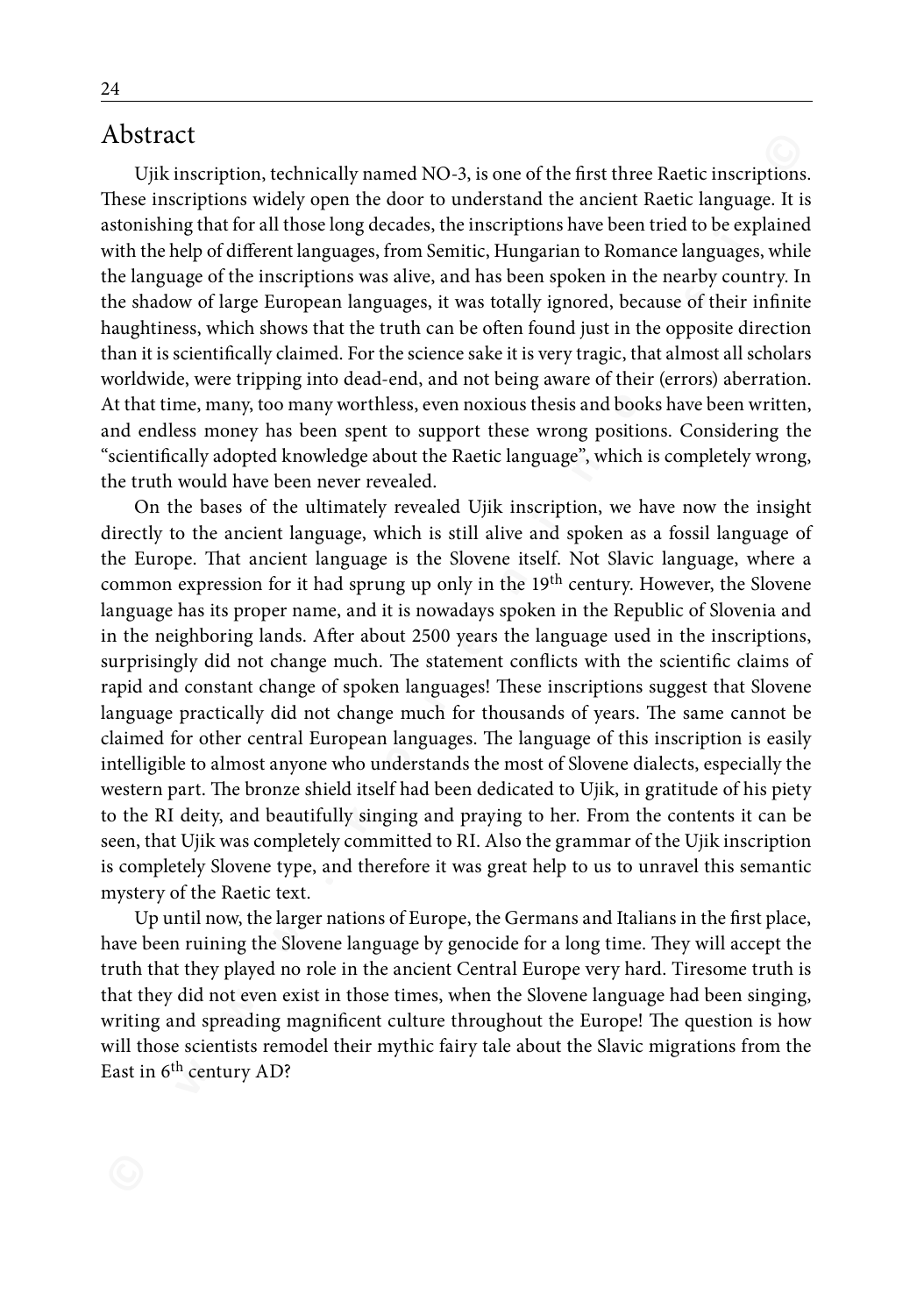# Abstract

Ujik inscription, technically named NO-3, is one of the first three Raetic inscriptions. These inscriptions widely open the door to understand the ancient Raetic language. It is astonishing that for all those long decades, the inscriptions have been tried to be explained with the help of different languages, from Semitic, Hungarian to Romance languages, while the language of the inscriptions was alive, and has been spoken in the nearby country. In the shadow of large European languages, it was totally ignored, because of their infinite haughtiness, which shows that the truth can be often found just in the opposite direction than it is scientifically claimed. For the science sake it is very tragic, that almost all scholars worldwide, were tripping into dead-end, and not being aware of their (errors) aberration. At that time, many, too many worthless, even noxious thesis and books have been written, and endless money has been spent to support these wrong positions. Considering the "scientifically adopted knowledge about the Raetic language", which is completely wrong, the truth would have been never revealed.

On the bases of the ultimately revealed Ujik inscription, we have now the insight directly to the ancient language, which is still alive and spoken as a fossil language of the Europe. That ancient language is the Slovene itself. Not Slavic language, where a common expression for it had sprung up only in the 19th century. However, the Slovene language has its proper name, and it is nowadays spoken in the Republic of Slovenia and in the neighboring lands. After about 2500 years the language used in the inscriptions, surprisingly did not change much. The statement conflicts with the scientific claims of rapid and constant change of spoken languages! These inscriptions suggest that Slovene language practically did not change much for thousands of years. The same cannot be claimed for other central European languages. The language of this inscription is easily intelligible to almost anyone who understands the most of Slovene dialects, especially the western part. The bronze shield itself had been dedicated to Ujik, in gratitude of his piety to the RI deity, and beautifully singing and praying to her. From the contents it can be seen, that Ujik was completely committed to RI. Also the grammar of the Ujik inscription is completely Slovene type, and therefore it was great help to us to unravel this semantic mystery of the Raetic text.

Up until now, the larger nations of Europe, the Germans and Italians in the first place, have been ruining the Slovene language by genocide for a long time. They will accept the truth that they played no role in the ancient Central Europe very hard. Tiresome truth is that they did not even exist in those times, when the Slovene language had been singing, writing and spreading magnificent culture throughout the Europe! The question is how will those scientists remodel their mythic fairy tale about the Slavic migrations from the East in 6th century AD?